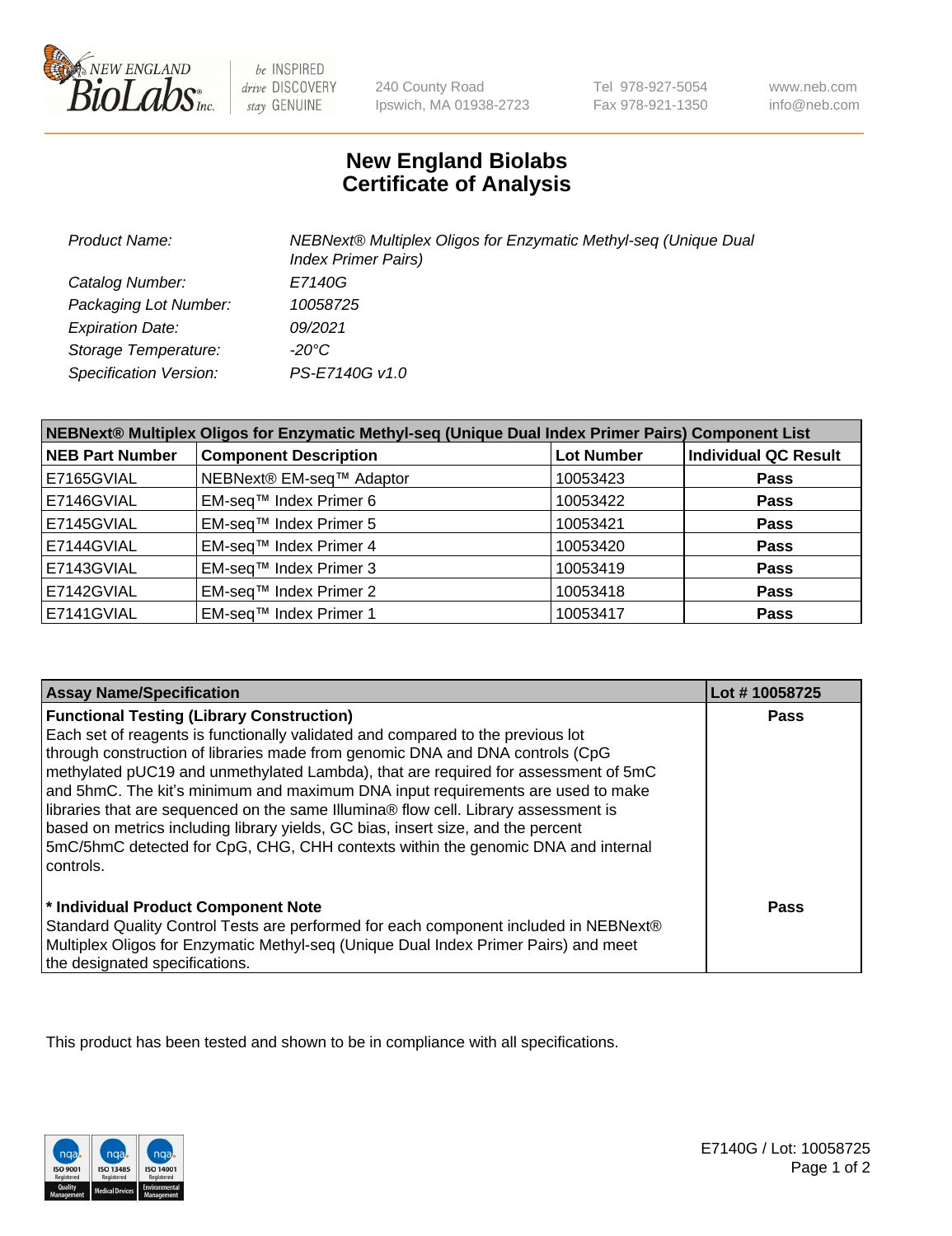# New England Biolabs Certificate of Analysis

| | |
|---|---|
| *Product Name:* | *NEBNext® Multiplex Oligos for Enzymatic Methyl-seq (Unique Dual Index Primer Pairs)* |
| *Catalog Number:* | *E7140G* |
| *Packaging Lot Number:* | *10058725* |
| *Expiration Date:* | *09/2021* |
| *Storage Temperature:* | *-20°C* |
| *Specification Version:* | *PS-E7140G v1.0* |

| NEBNext® Multiplex Oligos for Enzymatic Methyl-seq (Unique Dual Index Primer Pairs) Component List | | | |
|---|---|---|---|
| **NEB Part Number** | **Component Description** | **Lot Number** | **Individual QC Result** |
| E7165GVIAL | NEBNext® EM-seq™ Adaptor | 10053423 | **Pass** |
| E7146GVIAL | EM-seq™ Index Primer 6 | 10053422 | **Pass** |
| E7145GVIAL | EM-seq™ Index Primer 5 | 10053421 | **Pass** |
| E7144GVIAL | EM-seq™ Index Primer 4 | 10053420 | **Pass** |
| E7143GVIAL | EM-seq™ Index Primer 3 | 10053419 | **Pass** |
| E7142GVIAL | EM-seq™ Index Primer 2 | 10053418 | **Pass** |
| E7141GVIAL | EM-seq™ Index Primer 1 | 10053417 | **Pass** |

| Assay Name/Specification | Lot # 10058725 |
|---|---|
| **Functional Testing (Library Construction)** Each set of reagents is functionally validated and compared to the previous lot through construction of libraries made from genomic DNA and DNA controls (CpG methylated pUC19 and unmethylated Lambda), that are required for assessment of 5mC and 5hmC. The kit's minimum and maximum DNA input requirements are used to make libraries that are sequenced on the same Illumina® flow cell. Library assessment is based on metrics including library yields, GC bias, insert size, and the percent 5mC/5hmC detected for CpG, CHG, CHH contexts within the genomic DNA and internal controls. | **Pass** |
| **\* Individual Product Component Note** Standard Quality Control Tests are performed for each component included in NEBNext® Multiplex Oligos for Enzymatic Methyl-seq (Unique Dual Index Primer Pairs) and meet the designated specifications. | **Pass** |

This product has been tested and shown to be in compliance with all specifications.

E7140G / Lot: 10058725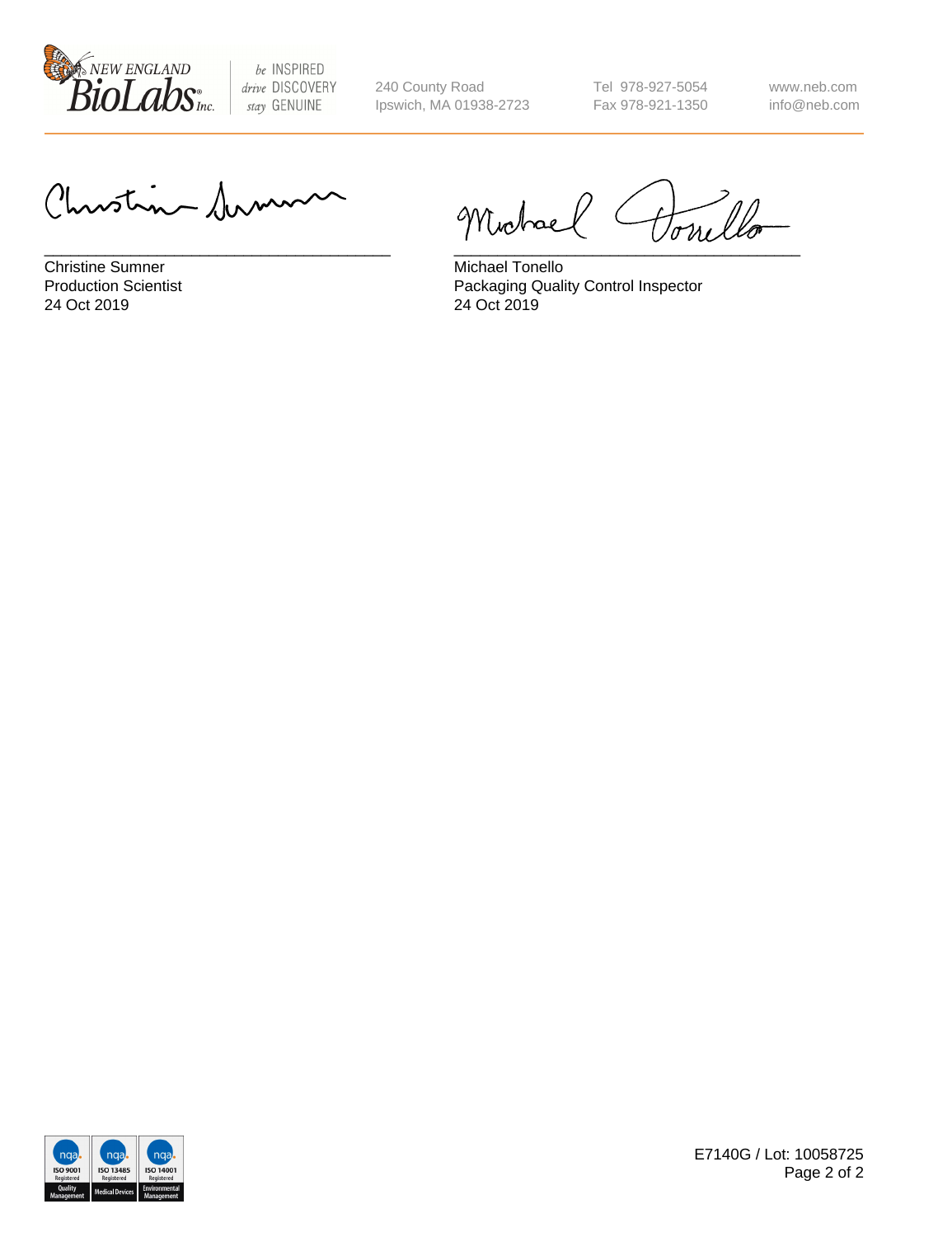NEW ENGLAND BioLabs Inc.

be INSPIRED
drive DISCOVERY
stay GENUINE

240 County Road
Ipswich, MA 01938-2723

Tel 978-927-5054
Fax 978-921-1350

www.neb.com
info@neb.com

Christine Sumner
Production Scientist
24 Oct 2019

Michael Tonello
Packaging Quality Control Inspector
24 Oct 2019

E7140G / Lot: 10058725